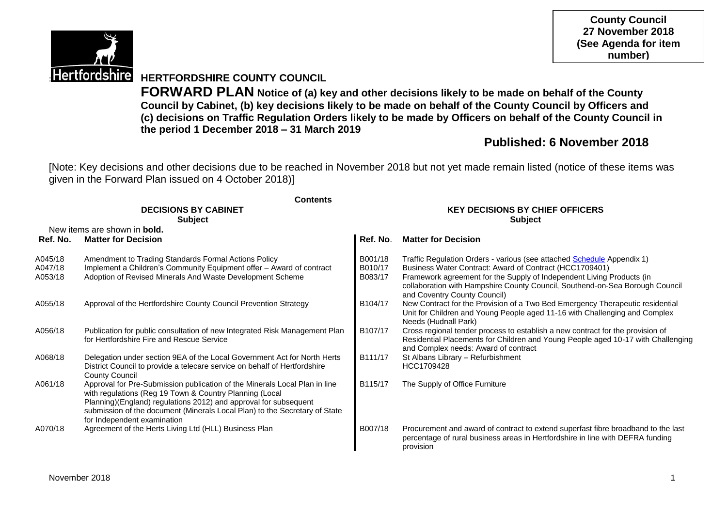**County Council 27 November 2018 (See Agenda for item number)**

# HERTFORDSHIRE COUNTY COUNCIL

**FORWARD PLAN Notice of (a) key and other decisions likely to be made on behalf of the County Council by Cabinet, (b) key decisions likely to be made on behalf of the County Council by Officers and (c) decisions on Traffic Regulation Orders likely to be made by Officers on behalf of the County Council in the period 1 December 2018 – 31 March 2019**

## Published: 6 November 2018

[Note: Key decisions and other decisions due to be reached in November 2018 but not yet made remain listed (notice of these items was given in the Forward Plan issued on 4 October 2018)]

**Contents**

**DECISIONS BY CABINET**
**Subject**

New items are shown in **bold.**

| Ref. No. | Matter for Decision |
|---|---|
| A045/18 | Amendment to Trading Standards Formal Actions Policy |
| A047/18 | Implement a Children's Community Equipment offer – Award of contract |
| A053/18 | Adoption of Revised Minerals And Waste Development Scheme |
| A055/18 | Approval of the Hertfordshire County Council Prevention Strategy |
| A056/18 | Publication for public consultation of new Integrated Risk Management Plan for Hertfordshire Fire and Rescue Service |
| A068/18 | Delegation under section 9EA of the Local Government Act for North Herts District Council to provide a telecare service on behalf of Hertfordshire County Council |
| A061/18 | Approval for Pre-Submission publication of the Minerals Local Plan in line with regulations (Reg 19 Town & Country Planning (Local Planning)(England) regulations 2012) and approval for subsequent submission of the document (Minerals Local Plan) to the Secretary of State for Independent examination |
| A070/18 | Agreement of the Herts Living Ltd (HLL) Business Plan |

**KEY DECISIONS BY CHIEF OFFICERS**
**Subject**

| Ref. No. | Matter for Decision |
|---|---|
| B001/18 | Traffic Regulation Orders - various (see attached Schedule Appendix 1) |
| B010/17 | Business Water Contract: Award of Contract (HCC1709401) |
| B083/17 | Framework agreement for the Supply of Independent Living Products (in collaboration with Hampshire County Council, Southend-on-Sea Borough Council and Coventry County Council) |
| B104/17 | New Contract for the Provision of a Two Bed Emergency Therapeutic residential Unit for Children and Young People aged 11-16 with Challenging and Complex Needs (Hudnall Park) |
| B107/17 | Cross regional tender process to establish a new contract for the provision of Residential Placements for Children and Young People aged 10-17 with Challenging and Complex needs: Award of contract |
| B111/17 | St Albans Library – Refurbishment HCC1709428 |
| B115/17 | The Supply of Office Furniture |
| B007/18 | Procurement and award of contract to extend superfast fibre broadband to the last percentage of rural business areas in Hertfordshire in line with DEFRA funding provision |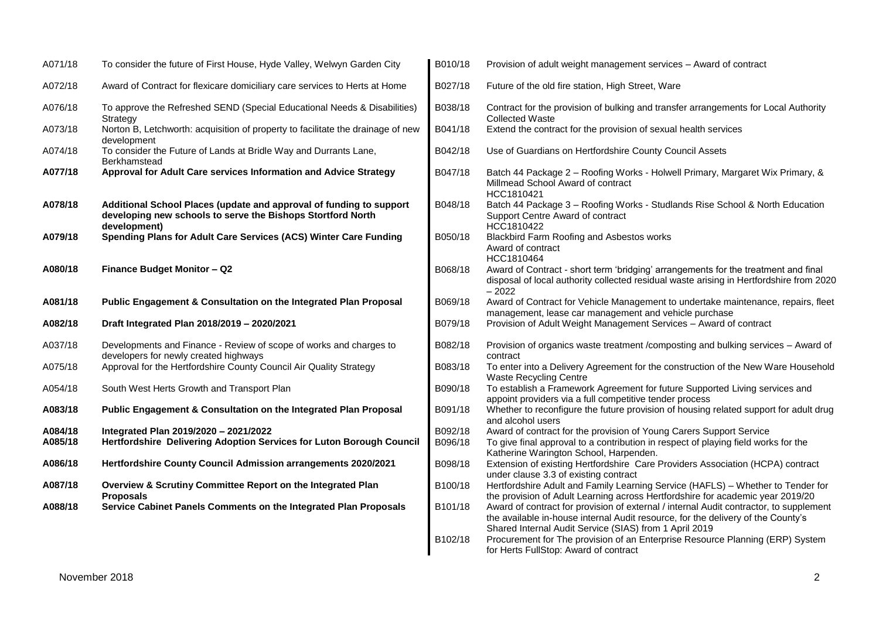| | |
|---|---|
| A071/18 | To consider the future of First House, Hyde Valley, Welwyn Garden City |
| A072/18 | Award of Contract for flexicare domiciliary care services to Herts at Home |
| A076/18 | To approve the Refreshed SEND (Special Educational Needs & Disabilities) Strategy |
| A073/18 | Norton B, Letchworth: acquisition of property to facilitate the drainage of new development |
| A074/18 | To consider the Future of Lands at Bridle Way and Durrants Lane, Berkhamstead |
| **A077/18** | **Approval for Adult Care services Information and Advice Strategy** |
| **A078/18** | **Additional School Places (update and approval of funding to support developing new schools to serve the Bishops Stortford North development)** |
| **A079/18** | **Spending Plans for Adult Care Services (ACS) Winter Care Funding** |
| **A080/18** | **Finance Budget Monitor – Q2** |
| **A081/18** | **Public Engagement & Consultation on the Integrated Plan Proposal** |
| **A082/18** | **Draft Integrated Plan 2018/2019 – 2020/2021** |
| A037/18 | Developments and Finance - Review of scope of works and charges to developers for newly created highways |
| A075/18 | Approval for the Hertfordshire County Council Air Quality Strategy |
| A054/18 | South West Herts Growth and Transport Plan |
| **A083/18** | **Public Engagement & Consultation on the Integrated Plan Proposal** |
| **A084/18** | **Integrated Plan 2019/2020 – 2021/2022** |
| **A085/18** | **Hertfordshire Delivering Adoption Services for Luton Borough Council** |
| **A086/18** | **Hertfordshire County Council Admission arrangements 2020/2021** |
| **A087/18** | **Overview & Scrutiny Committee Report on the Integrated Plan Proposals** |
| **A088/18** | **Service Cabinet Panels Comments on the Integrated Plan Proposals** |

| | |
|---|---|
| B010/18 | Provision of adult weight management services – Award of contract |
| B027/18 | Future of the old fire station, High Street, Ware |
| B038/18 | Contract for the provision of bulking and transfer arrangements for Local Authority Collected Waste |
| B041/18 | Extend the contract for the provision of sexual health services |
| B042/18 | Use of Guardians on Hertfordshire County Council Assets |
| B047/18 | Batch 44 Package 2 – Roofing Works - Holwell Primary, Margaret Wix Primary, & Millmead School Award of contract HCC1810421 |
| B048/18 | Batch 44 Package 3 – Roofing Works - Studlands Rise School & North Education Support Centre Award of contract HCC1810422 |
| B050/18 | Blackbird Farm Roofing and Asbestos works Award of contract HCC1810464 |
| B068/18 | Award of Contract - short term 'bridging' arrangements for the treatment and final disposal of local authority collected residual waste arising in Hertfordshire from 2020 – 2022 |
| B069/18 | Award of Contract for Vehicle Management to undertake maintenance, repairs, fleet management, lease car management and vehicle purchase |
| B079/18 | Provision of Adult Weight Management Services – Award of contract |
| B082/18 | Provision of organics waste treatment /composting and bulking services – Award of contract |
| B083/18 | To enter into a Delivery Agreement for the construction of the New Ware Household Waste Recycling Centre |
| B090/18 | To establish a Framework Agreement for future Supported Living services and appoint providers via a full competitive tender process |
| B091/18 | Whether to reconfigure the future provision of housing related support for adult drug and alcohol users |
| B092/18 | Award of contract for the provision of Young Carers Support Service |
| B096/18 | To give final approval to a contribution in respect of playing field works for the Katherine Warington School, Harpenden. |
| B098/18 | Extension of existing Hertfordshire Care Providers Association (HCPA) contract under clause 3.3 of existing contract |
| B100/18 | Hertfordshire Adult and Family Learning Service (HAFLS) – Whether to Tender for the provision of Adult Learning across Hertfordshire for academic year 2019/20 |
| B101/18 | Award of contract for provision of external / internal Audit contractor, to supplement the available in-house internal Audit resource, for the delivery of the County's Shared Internal Audit Service (SIAS) from 1 April 2019 |
| B102/18 | Procurement for The provision of an Enterprise Resource Planning (ERP) System for Herts FullStop: Award of contract |

November 2018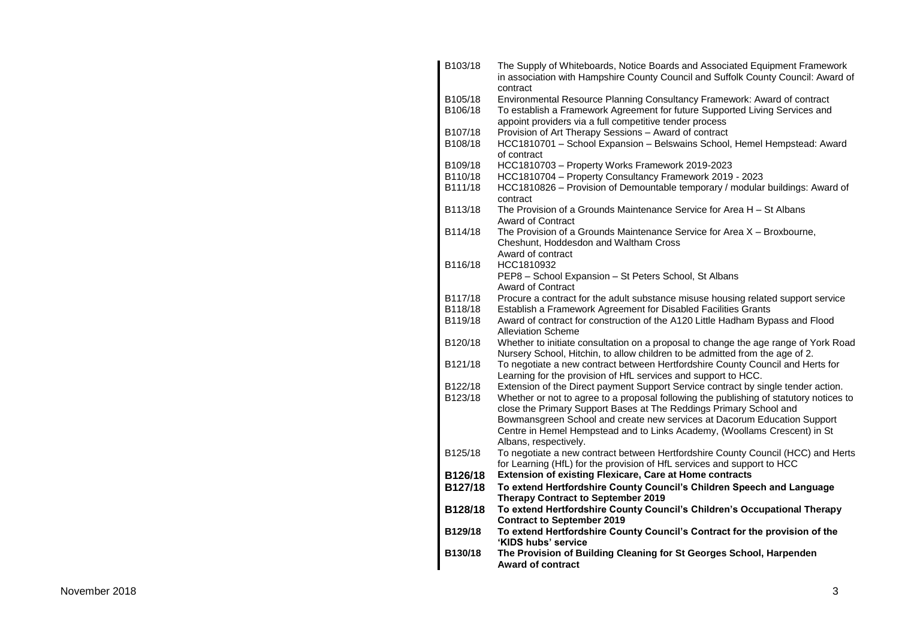| | |
|---|---|
| B103/18 | The Supply of Whiteboards, Notice Boards and Associated Equipment Framework in association with Hampshire County Council and Suffolk County Council: Award of contract |
| B105/18 | Environmental Resource Planning Consultancy Framework: Award of contract |
| B106/18 | To establish a Framework Agreement for future Supported Living Services and appoint providers via a full competitive tender process |
| B107/18 | Provision of Art Therapy Sessions – Award of contract |
| B108/18 | HCC1810701 – School Expansion – Belswains School, Hemel Hempstead: Award of contract |
| B109/18 | HCC1810703 – Property Works Framework 2019-2023 |
| B110/18 | HCC1810704 – Property Consultancy Framework 2019 - 2023 |
| B111/18 | HCC1810826 – Provision of Demountable temporary / modular buildings: Award of contract |
| B113/18 | The Provision of a Grounds Maintenance Service for Area H – St Albans<br>Award of Contract |
| B114/18 | The Provision of a Grounds Maintenance Service for Area X – Broxbourne, Cheshunt, Hoddesdon and Waltham Cross<br>Award of contract |
| B116/18 | HCC1810932<br>PEP8 – School Expansion – St Peters School, St Albans<br>Award of Contract |
| B117/18 | Procure a contract for the adult substance misuse housing related support service |
| B118/18 | Establish a Framework Agreement for Disabled Facilities Grants |
| B119/18 | Award of contract for construction of the A120 Little Hadham Bypass and Flood Alleviation Scheme |
| B120/18 | Whether to initiate consultation on a proposal to change the age range of York Road Nursery School, Hitchin, to allow children to be admitted from the age of 2. |
| B121/18 | To negotiate a new contract between Hertfordshire County Council and Herts for Learning for the provision of HfL services and support to HCC. |
| B122/18 | Extension of the Direct payment Support Service contract by single tender action. |
| B123/18 | Whether or not to agree to a proposal following the publishing of statutory notices to close the Primary Support Bases at The Reddings Primary School and Bowmansgreen School and create new services at Dacorum Education Support Centre in Hemel Hempstead and to Links Academy, (Woollams Crescent) in St Albans, respectively. |
| B125/18 | To negotiate a new contract between Hertfordshire County Council (HCC) and Herts for Learning (HfL) for the provision of HfL services and support to HCC |
| **B126/18** | **Extension of existing Flexicare, Care at Home contracts** |
| **B127/18** | **To extend Hertfordshire County Council's Children Speech and Language Therapy Contract to September 2019** |
| **B128/18** | **To extend Hertfordshire County Council's Children's Occupational Therapy Contract to September 2019** |
| **B129/18** | **To extend Hertfordshire County Council's Contract for the provision of the 'KIDS hubs' service** |
| **B130/18** | **The Provision of Building Cleaning for St Georges School, Harpenden<br>Award of contract** |

November 2018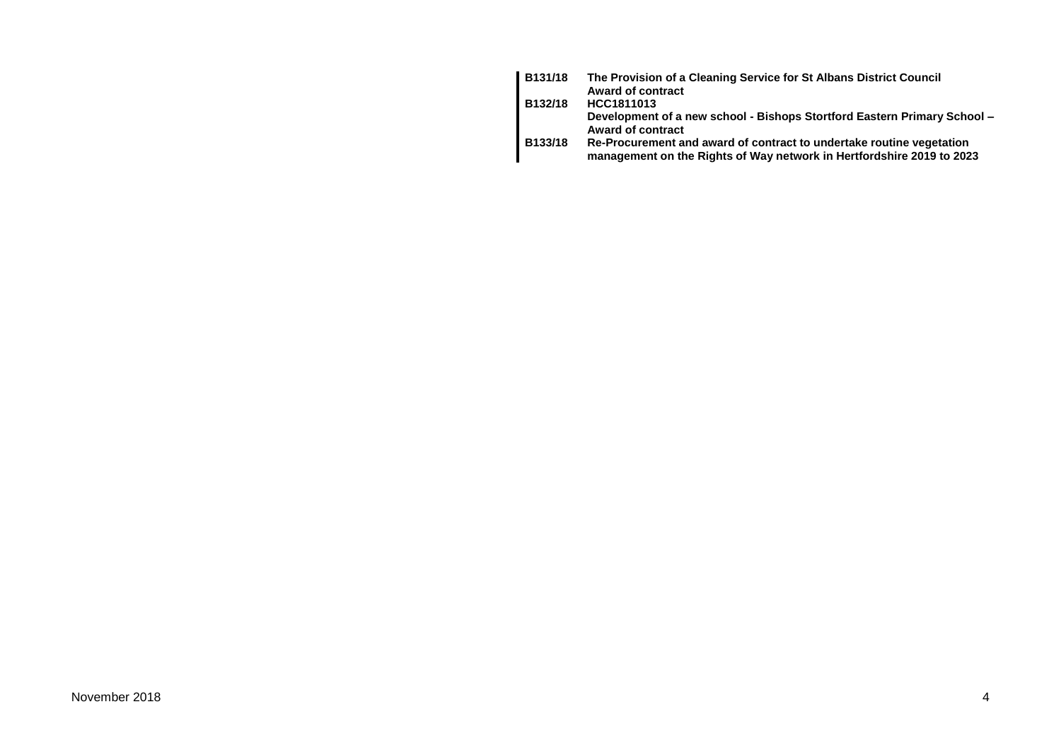| | |
|---|---|
| **B131/18** | **The Provision of a Cleaning Service for St Albans District Council** <br> **Award of contract** |
| **B132/18** | **HCC1811013** <br> **Development of a new school - Bishops Stortford Eastern Primary School – Award of contract** |
| **B133/18** | **Re-Procurement and award of contract to undertake routine vegetation management on the Rights of Way network in Hertfordshire 2019 to 2023** |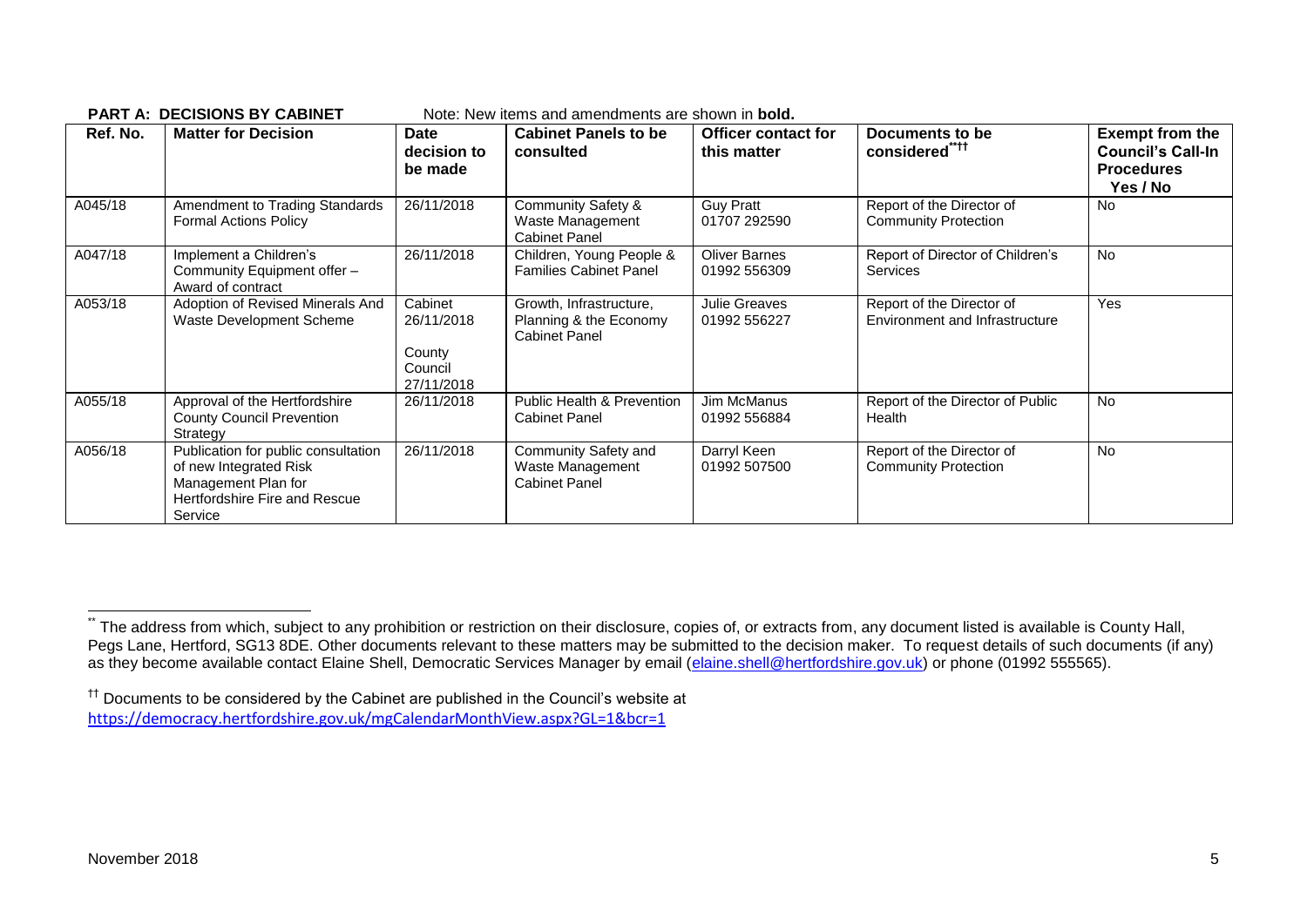**PART A: DECISIONS BY CABINET** Note: New items and amendments are shown in **bold.**

| Ref. No. | Matter for Decision | Date decision to be made | Cabinet Panels to be consulted | Officer contact for this matter | Documents to be considered[**††] | Exempt from the Council's Call-In Procedures Yes / No |
|---|---|---|---|---|---|---|
| A045/18 | Amendment to Trading Standards Formal Actions Policy | 26/11/2018 | Community Safety & Waste Management Cabinet Panel | Guy Pratt 01707 292590 | Report of the Director of Community Protection | No |
| A047/18 | Implement a Children's Community Equipment offer – Award of contract | 26/11/2018 | Children, Young People & Families Cabinet Panel | Oliver Barnes 01992 556309 | Report of Director of Children's Services | No |
| A053/18 | Adoption of Revised Minerals And Waste Development Scheme | Cabinet 26/11/2018 County Council 27/11/2018 | Growth, Infrastructure, Planning & the Economy Cabinet Panel | Julie Greaves 01992 556227 | Report of the Director of Environment and Infrastructure | Yes |
| A055/18 | Approval of the Hertfordshire County Council Prevention Strategy | 26/11/2018 | Public Health & Prevention Cabinet Panel | Jim McManus 01992 556884 | Report of the Director of Public Health | No |
| A056/18 | Publication for public consultation of new Integrated Risk Management Plan for Hertfordshire Fire and Rescue Service | 26/11/2018 | Community Safety and Waste Management Cabinet Panel | Darryl Keen 01992 507500 | Report of the Director of Community Protection | No |

[**] The address from which, subject to any prohibition or restriction on their disclosure, copies of, or extracts from, any document listed is available is County Hall, Pegs Lane, Hertford, SG13 8DE. Other documents relevant to these matters may be submitted to the decision maker. To request details of such documents (if any) as they become available contact Elaine Shell, Democratic Services Manager by email (elaine.shell@hertfordshire.gov.uk) or phone (01992 555565).

[††] Documents to be considered by the Cabinet are published in the Council's website at https://democracy.hertfordshire.gov.uk/mgCalendarMonthView.aspx?GL=1&bcr=1

November 2018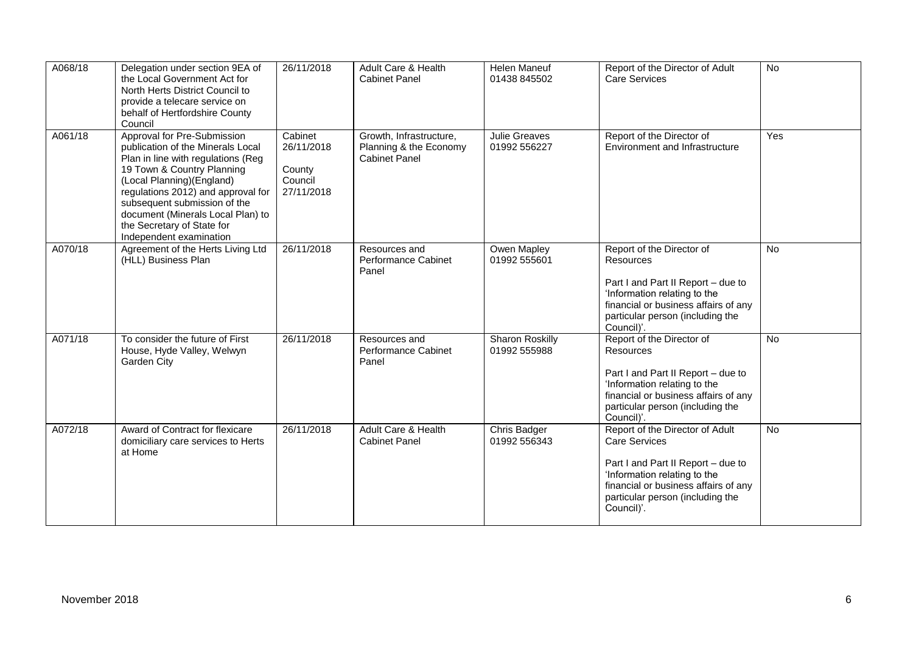| A068/18 | Delegation under section 9EA of the Local Government Act for North Herts District Council to provide a telecare service on behalf of Hertfordshire County Council | 26/11/2018 | Adult Care & Health Cabinet Panel | Helen Maneuf 01438 845502 | Report of the Director of Adult Care Services | No |
|---|---|---|---|---|---|---|
| A061/18 | Approval for Pre-Submission publication of the Minerals Local Plan in line with regulations (Reg 19 Town & Country Planning (Local Planning)(England) regulations 2012) and approval for subsequent submission of the document (Minerals Local Plan) to the Secretary of State for Independent examination | Cabinet 26/11/2018 County Council 27/11/2018 | Growth, Infrastructure, Planning & the Economy Cabinet Panel | Julie Greaves 01992 556227 | Report of the Director of Environment and Infrastructure | Yes |
| A070/18 | Agreement of the Herts Living Ltd (HLL) Business Plan | 26/11/2018 | Resources and Performance Cabinet Panel | Owen Mapley 01992 555601 | Report of the Director of Resources<br><br>Part I and Part II Report – due to 'Information relating to the financial or business affairs of any particular person (including the Council)'. | No |
| A071/18 | To consider the future of First House, Hyde Valley, Welwyn Garden City | 26/11/2018 | Resources and Performance Cabinet Panel | Sharon Roskilly 01992 555988 | Report of the Director of Resources<br><br>Part I and Part II Report – due to 'Information relating to the financial or business affairs of any particular person (including the Council)'. | No |
| A072/18 | Award of Contract for flexicare domiciliary care services to Herts at Home | 26/11/2018 | Adult Care & Health Cabinet Panel | Chris Badger 01992 556343 | Report of the Director of Adult Care Services<br><br>Part I and Part II Report – due to 'Information relating to the financial or business affairs of any particular person (including the Council)'. | No |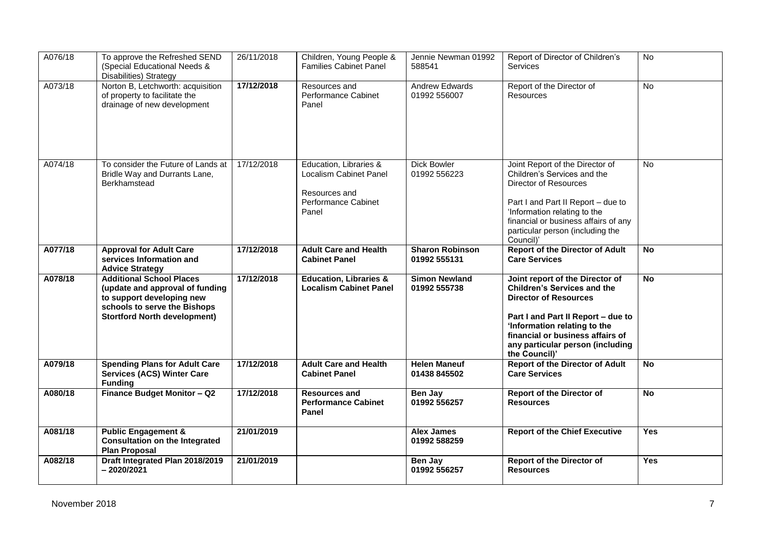| A076/18 | To approve the Refreshed SEND (Special Educational Needs & Disabilities) Strategy | 26/11/2018 | Children, Young People & Families Cabinet Panel | Jennie Newman 01992 588541 | Report of Director of Children's Services | No |
|---|---|---|---|---|---|---|
| A073/18 | Norton B, Letchworth: acquisition of property to facilitate the drainage of new development | **17/12/2018** | Resources and Performance Cabinet Panel | Andrew Edwards 01992 556007 | Report of the Director of Resources | No |
| A074/18 | To consider the Future of Lands at Bridle Way and Durrants Lane, Berkhamstead | 17/12/2018 | Education, Libraries & Localism Cabinet Panel<br><br>Resources and Performance Cabinet Panel | Dick Bowler 01992 556223 | Joint Report of the Director of Children's Services and the Director of Resources<br><br>Part I and Part II Report – due to 'Information relating to the financial or business affairs of any particular person (including the Council)' | No |
| **A077/18** | **Approval for Adult Care services Information and Advice Strategy** | **17/12/2018** | **Adult Care and Health Cabinet Panel** | **Sharon Robinson 01992 555131** | **Report of the Director of Adult Care Services** | **No** |
| **A078/18** | **Additional School Places (update and approval of funding to support developing new schools to serve the Bishops Stortford North development)** | **17/12/2018** | **Education, Libraries & Localism Cabinet Panel** | **Simon Newland 01992 555738** | **Joint report of the Director of Children's Services and the Director of Resources**<br><br>**Part I and Part II Report – due to 'Information relating to the financial or business affairs of any particular person (including the Council)'** | **No** |
| **A079/18** | **Spending Plans for Adult Care Services (ACS) Winter Care Funding** | **17/12/2018** | **Adult Care and Health Cabinet Panel** | **Helen Maneuf 01438 845502** | **Report of the Director of Adult Care Services** | **No** |
| **A080/18** | **Finance Budget Monitor – Q2** | **17/12/2018** | **Resources and Performance Cabinet Panel** | **Ben Jay 01992 556257** | **Report of the Director of Resources** | **No** |
| **A081/18** | **Public Engagement & Consultation on the Integrated Plan Proposal** | **21/01/2019** | | **Alex James 01992 588259** | **Report of the Chief Executive** | **Yes** |
| **A082/18** | **Draft Integrated Plan 2018/2019 – 2020/2021** | **21/01/2019** | | **Ben Jay 01992 556257** | **Report of the Director of Resources** | **Yes** |

November 2018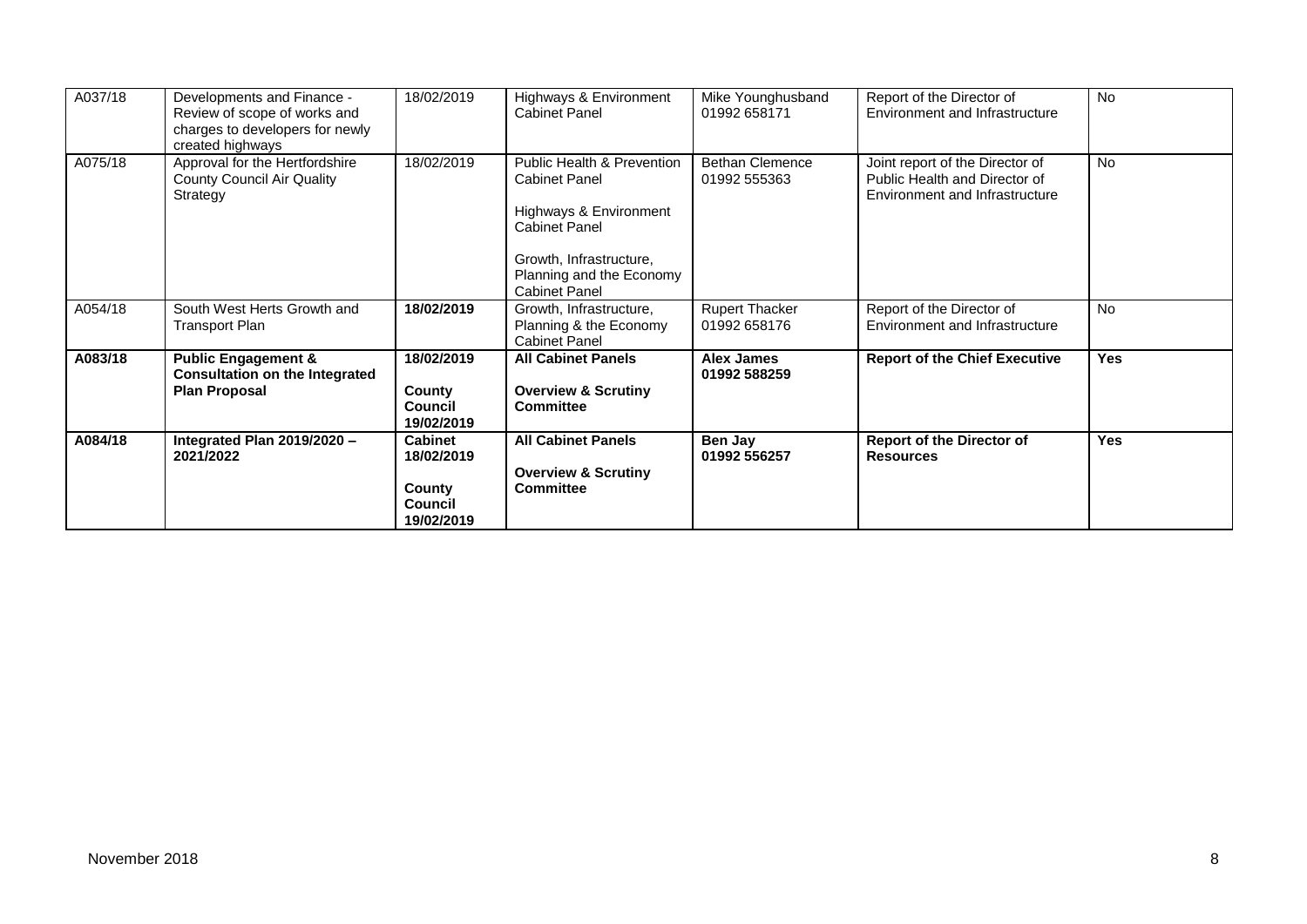| A037/18 | Developments and Finance - Review of scope of works and charges to developers for newly created highways | 18/02/2019 | Highways & Environment Cabinet Panel | Mike Younghusband 01992 658171 | Report of the Director of Environment and Infrastructure | No |
|---|---|---|---|---|---|---|
| A075/18 | Approval for the Hertfordshire County Council Air Quality Strategy | 18/02/2019 | Public Health & Prevention Cabinet Panel<br><br>Highways & Environment Cabinet Panel<br><br>Growth, Infrastructure, Planning and the Economy Cabinet Panel | Bethan Clemence 01992 555363 | Joint report of the Director of Public Health and Director of Environment and Infrastructure | No |
| A054/18 | South West Herts Growth and Transport Plan | **18/02/2019** | Growth, Infrastructure, Planning & the Economy Cabinet Panel | Rupert Thacker 01992 658176 | Report of the Director of Environment and Infrastructure | No |
| **A083/18** | **Public Engagement & Consultation on the Integrated Plan Proposal** | **18/02/2019**<br><br>**County Council 19/02/2019** | **All Cabinet Panels**<br><br>**Overview & Scrutiny Committee** | **Alex James 01992 588259** | **Report of the Chief Executive** | **Yes** |
| **A084/18** | **Integrated Plan 2019/2020 – 2021/2022** | **Cabinet 18/02/2019**<br><br>**County Council 19/02/2019** | **All Cabinet Panels**<br><br>**Overview & Scrutiny Committee** | **Ben Jay 01992 556257** | **Report of the Director of Resources** | **Yes** |

November 2018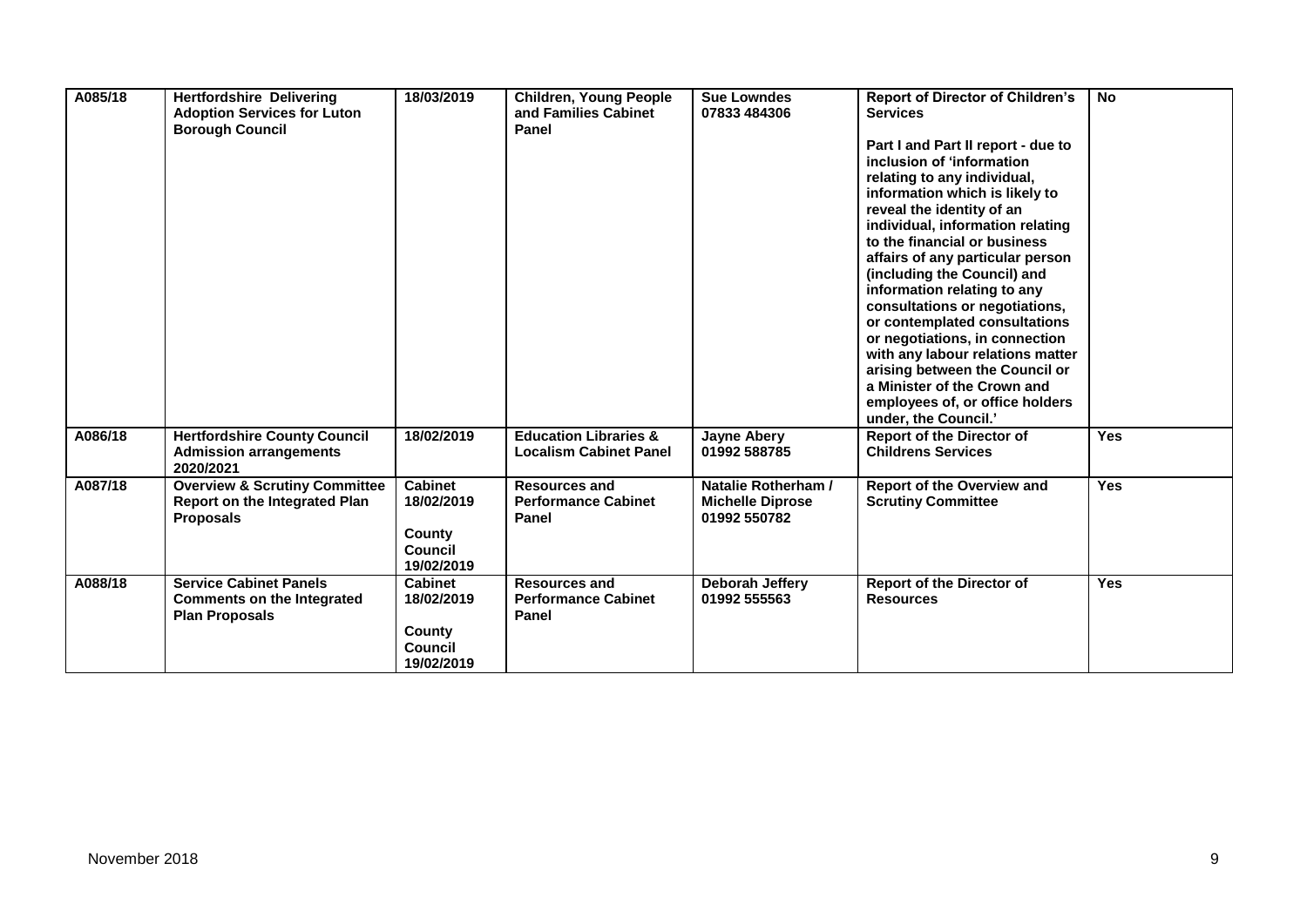| A085/18 | **Hertfordshire Delivering Adoption Services for Luton Borough Council** | **18/03/2019** | **Children, Young People and Families Cabinet Panel** | **Sue Lowndes 07833 484306** | **Report of Director of Children's Services**<br><br>**Part I and Part II report - due to inclusion of 'information relating to any individual, information which is likely to reveal the identity of an individual, information relating to the financial or business affairs of any particular person (including the Council) and information relating to any consultations or negotiations, or contemplated consultations or negotiations, in connection with any labour relations matter arising between the Council or a Minister of the Crown and employees of, or office holders under, the Council.'** | **No** |
|---|---|---|---|---|---|---|
| **A086/18** | **Hertfordshire County Council Admission arrangements 2020/2021** | **18/02/2019** | **Education Libraries & Localism Cabinet Panel** | **Jayne Abery 01992 588785** | **Report of the Director of Childrens Services** | **Yes** |
| **A087/18** | **Overview & Scrutiny Committee Report on the Integrated Plan Proposals** | **Cabinet 18/02/2019**<br><br>**County Council 19/02/2019** | **Resources and Performance Cabinet Panel** | **Natalie Rotherham / Michelle Diprose 01992 550782** | **Report of the Overview and Scrutiny Committee** | **Yes** |
| **A088/18** | **Service Cabinet Panels Comments on the Integrated Plan Proposals** | **Cabinet 18/02/2019**<br><br>**County Council 19/02/2019** | **Resources and Performance Cabinet Panel** | **Deborah Jeffery 01992 555563** | **Report of the Director of Resources** | **Yes** |

November 2018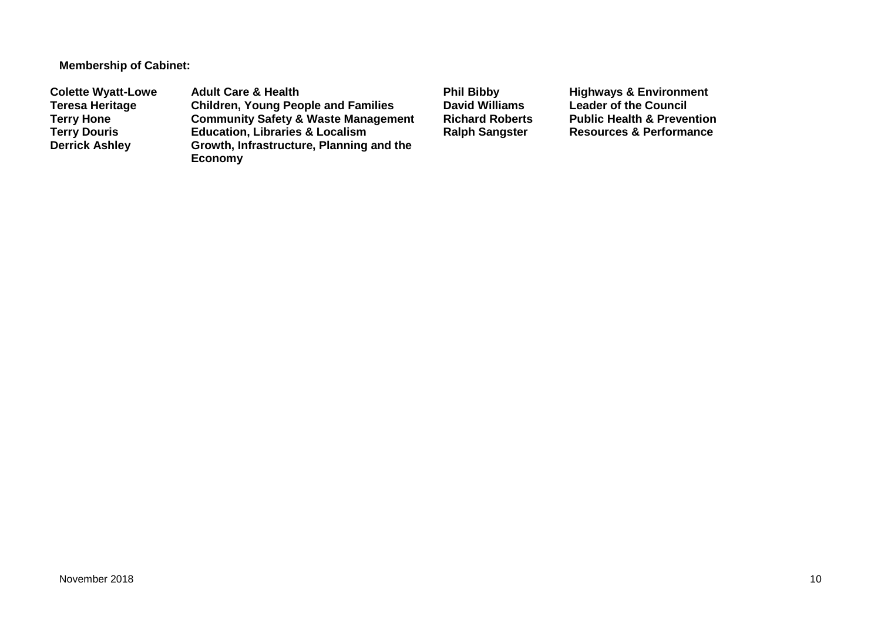**Membership of Cabinet:**

| | | | |
|---|---|---|---|
| **Colette Wyatt-Lowe** | **Adult Care & Health** | **Phil Bibby** | **Highways & Environment** |
| **Teresa Heritage** | **Children, Young People and Families** | **David Williams** | **Leader of the Council** |
| **Terry Hone** | **Community Safety & Waste Management** | **Richard Roberts** | **Public Health & Prevention** |
| **Terry Douris** | **Education, Libraries & Localism** | **Ralph Sangster** | **Resources & Performance** |
| **Derrick Ashley** | **Growth, Infrastructure, Planning and the Economy** | | |

November 2018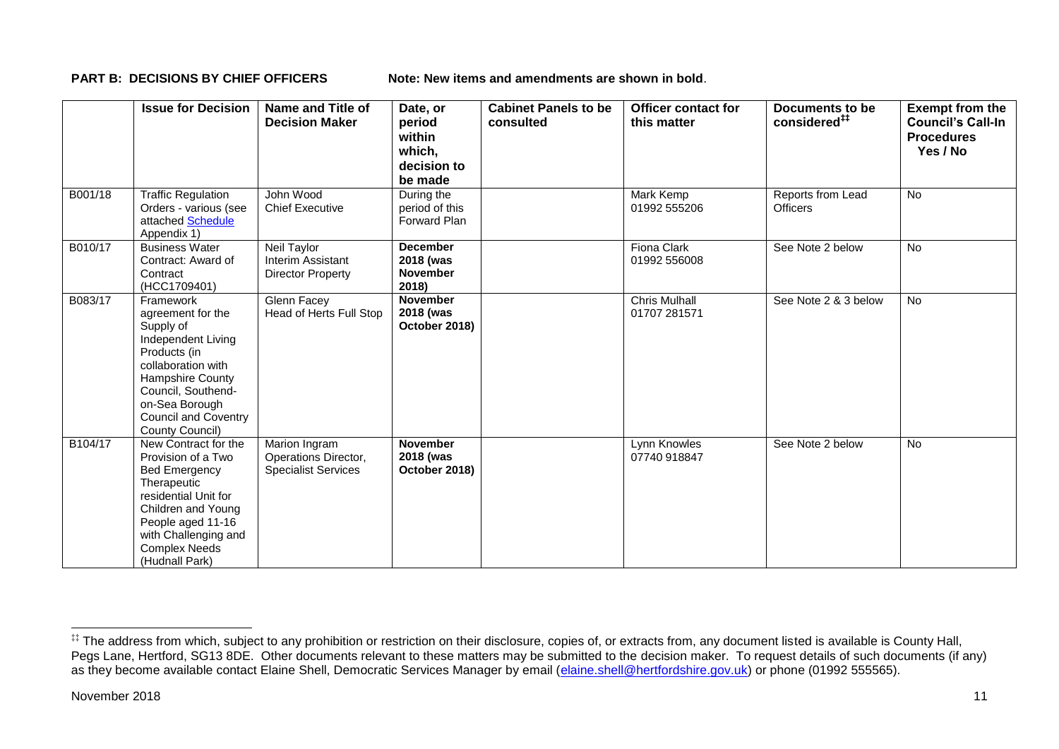**PART B: DECISIONS BY CHIEF OFFICERS** Note: New items and amendments are shown in **bold**.

| | Issue for Decision | Name and Title of Decision Maker | Date, or period within which, decision to be made | Cabinet Panels to be consulted | Officer contact for this matter | Documents to be considered[‡‡] | Exempt from the Council's Call-In Procedures Yes / No |
|---|---|---|---|---|---|---|---|
| B001/18 | Traffic Regulation Orders - various (see attached Schedule Appendix 1) | John Wood Chief Executive | During the period of this Forward Plan | | Mark Kemp 01992 555206 | Reports from Lead Officers | No |
| B010/17 | Business Water Contract: Award of Contract (HCC1709401) | Neil Taylor Interim Assistant Director Property | **December 2018 (was November 2018)** | | Fiona Clark 01992 556008 | See Note 2 below | No |
| B083/17 | Framework agreement for the Supply of Independent Living Products (in collaboration with Hampshire County Council, Southend-on-Sea Borough Council and Coventry County Council) | Glenn Facey Head of Herts Full Stop | **November 2018 (was October 2018)** | | Chris Mulhall 01707 281571 | See Note 2 & 3 below | No |
| B104/17 | New Contract for the Provision of a Two Bed Emergency Therapeutic residential Unit for Children and Young People aged 11-16 with Challenging and Complex Needs (Hudnall Park) | Marion Ingram Operations Director, Specialist Services | **November 2018 (was October 2018)** | | Lynn Knowles 07740 918847 | See Note 2 below | No |

[‡‡] The address from which, subject to any prohibition or restriction on their disclosure, copies of, or extracts from, any document listed is available is County Hall, Pegs Lane, Hertford, SG13 8DE. Other documents relevant to these matters may be submitted to the decision maker. To request details of such documents (if any) as they become available contact Elaine Shell, Democratic Services Manager by email (elaine.shell@hertfordshire.gov.uk) or phone (01992 555565).

November 2018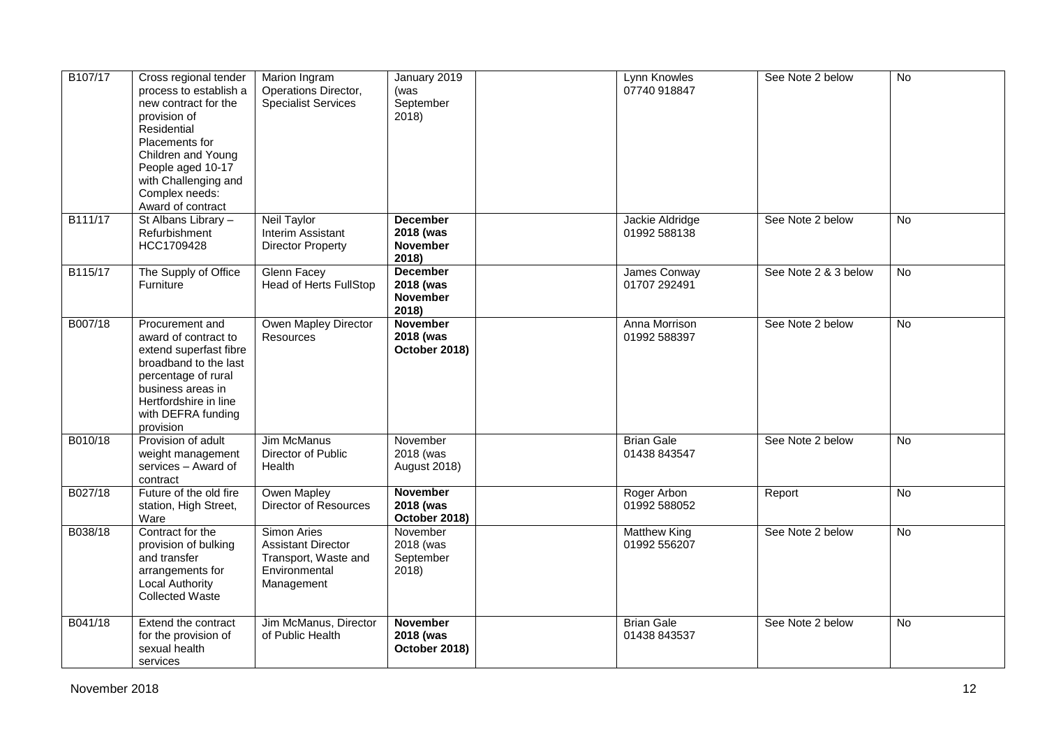| | | | | | | | |
|---|---|---|---|---|---|---|---|
| B107/17 | Cross regional tender process to establish a new contract for the provision of Residential Placements for Children and Young People aged 10-17 with Challenging and Complex needs: Award of contract | Marion Ingram Operations Director, Specialist Services | January 2019 (was September 2018) | | Lynn Knowles 07740 918847 | See Note 2 below | No |
| B111/17 | St Albans Library – Refurbishment HCC1709428 | Neil Taylor Interim Assistant Director Property | **December 2018 (was November 2018)** | | Jackie Aldridge 01992 588138 | See Note 2 below | No |
| B115/17 | The Supply of Office Furniture | Glenn Facey Head of Herts FullStop | **December 2018 (was November 2018)** | | James Conway 01707 292491 | See Note 2 & 3 below | No |
| B007/18 | Procurement and award of contract to extend superfast fibre broadband to the last percentage of rural business areas in Hertfordshire in line with DEFRA funding provision | Owen Mapley Director Resources | **November 2018 (was October 2018)** | | Anna Morrison 01992 588397 | See Note 2 below | No |
| B010/18 | Provision of adult weight management services – Award of contract | Jim McManus Director of Public Health | November 2018 (was August 2018) | | Brian Gale 01438 843547 | See Note 2 below | No |
| B027/18 | Future of the old fire station, High Street, Ware | Owen Mapley Director of Resources | **November 2018 (was October 2018)** | | Roger Arbon 01992 588052 | Report | No |
| B038/18 | Contract for the provision of bulking and transfer arrangements for Local Authority Collected Waste | Simon Aries Assistant Director Transport, Waste and Environmental Management | November 2018 (was September 2018) | | Matthew King 01992 556207 | See Note 2 below | No |
| B041/18 | Extend the contract for the provision of sexual health services | Jim McManus, Director of Public Health | **November 2018 (was October 2018)** | | Brian Gale 01438 843537 | See Note 2 below | No |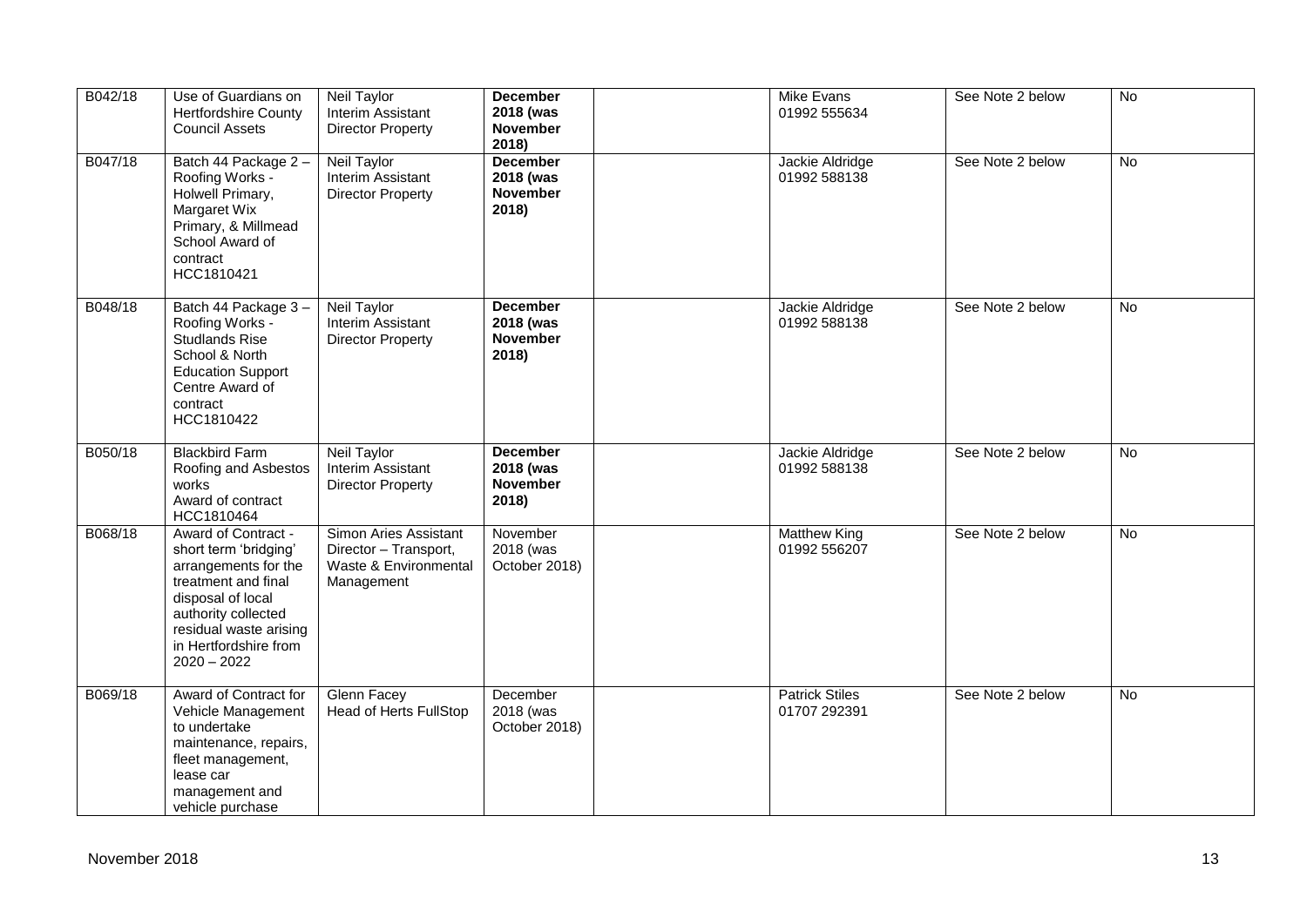| | | | | | | | |
|---|---|---|---|---|---|---|---|
| B042/18 | Use of Guardians on Hertfordshire County Council Assets | Neil Taylor Interim Assistant Director Property | **December 2018 (was November 2018)** | | Mike Evans 01992 555634 | See Note 2 below | No |
| B047/18 | Batch 44 Package 2 – Roofing Works - Holwell Primary, Margaret Wix Primary, & Millmead School Award of contract HCC1810421 | Neil Taylor Interim Assistant Director Property | **December 2018 (was November 2018)** | | Jackie Aldridge 01992 588138 | See Note 2 below | No |
| B048/18 | Batch 44 Package 3 – Roofing Works - Studlands Rise School & North Education Support Centre Award of contract HCC1810422 | Neil Taylor Interim Assistant Director Property | **December 2018 (was November 2018)** | | Jackie Aldridge 01992 588138 | See Note 2 below | No |
| B050/18 | Blackbird Farm Roofing and Asbestos works Award of contract HCC1810464 | Neil Taylor Interim Assistant Director Property | **December 2018 (was November 2018)** | | Jackie Aldridge 01992 588138 | See Note 2 below | No |
| B068/18 | Award of Contract - short term 'bridging' arrangements for the treatment and final disposal of local authority collected residual waste arising in Hertfordshire from 2020 – 2022 | Simon Aries Assistant Director – Transport, Waste & Environmental Management | November 2018 (was October 2018) | | Matthew King 01992 556207 | See Note 2 below | No |
| B069/18 | Award of Contract for Vehicle Management to undertake maintenance, repairs, fleet management, lease car management and vehicle purchase | Glenn Facey Head of Herts FullStop | December 2018 (was October 2018) | | Patrick Stiles 01707 292391 | See Note 2 below | No |

November 2018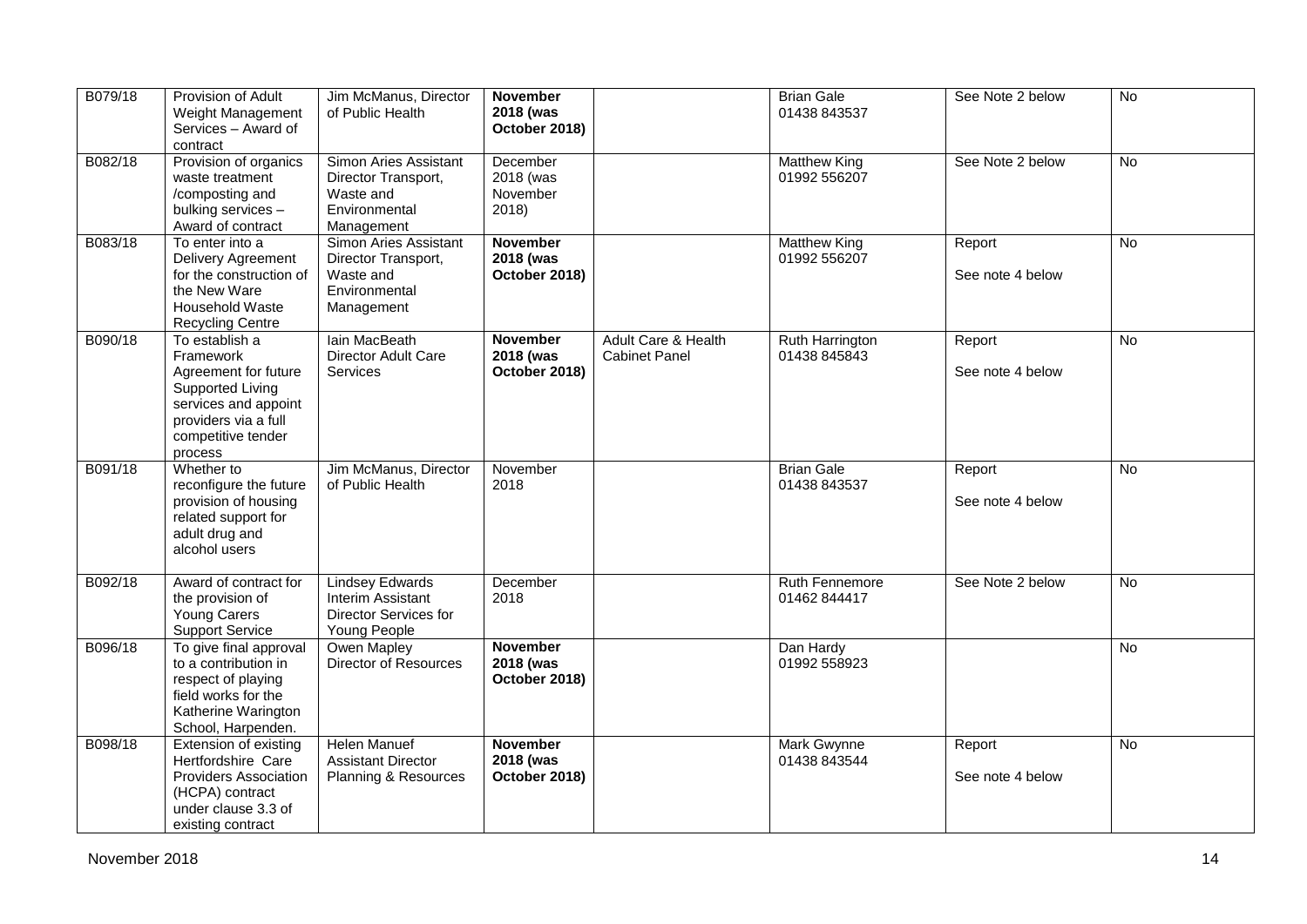| B079/18 | Provision of Adult Weight Management Services – Award of contract | Jim McManus, Director of Public Health | **November 2018 (was October 2018)** | | Brian Gale 01438 843537 | See Note 2 below | No |
|---|---|---|---|---|---|---|---|
| B082/18 | Provision of organics waste treatment /composting and bulking services – Award of contract | Simon Aries Assistant Director Transport, Waste and Environmental Management | December 2018 (was November 2018) | | Matthew King 01992 556207 | See Note 2 below | No |
| B083/18 | To enter into a Delivery Agreement for the construction of the New Ware Household Waste Recycling Centre | Simon Aries Assistant Director Transport, Waste and Environmental Management | **November 2018 (was October 2018)** | | Matthew King 01992 556207 | Report<br><br>See note 4 below | No |
| B090/18 | To establish a Framework Agreement for future Supported Living services and appoint providers via a full competitive tender process | Iain MacBeath Director Adult Care Services | **November 2018 (was October 2018)** | Adult Care & Health Cabinet Panel | Ruth Harrington 01438 845843 | Report<br><br>See note 4 below | No |
| B091/18 | Whether to reconfigure the future provision of housing related support for adult drug and alcohol users | Jim McManus, Director of Public Health | November 2018 | | Brian Gale 01438 843537 | Report<br><br>See note 4 below | No |
| B092/18 | Award of contract for the provision of Young Carers Support Service | Lindsey Edwards Interim Assistant Director Services for Young People | December 2018 | | Ruth Fennemore 01462 844417 | See Note 2 below | No |
| B096/18 | To give final approval to a contribution in respect of playing field works for the Katherine Warington School, Harpenden. | Owen Mapley Director of Resources | **November 2018 (was October 2018)** | | Dan Hardy 01992 558923 | | No |
| B098/18 | Extension of existing Hertfordshire Care Providers Association (HCPA) contract under clause 3.3 of existing contract | Helen Manuef Assistant Director Planning & Resources | **November 2018 (was October 2018)** | | Mark Gwynne 01438 843544 | Report<br><br>See note 4 below | No |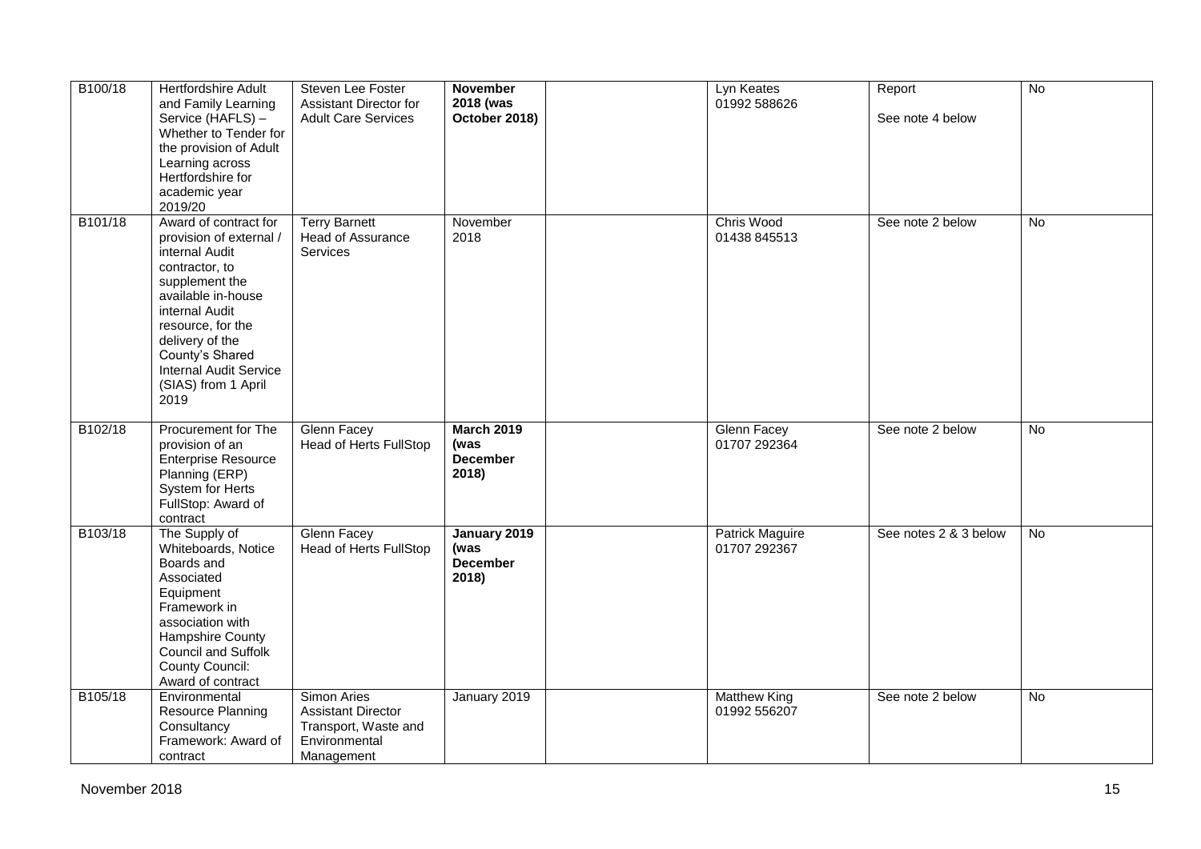| B100/18 | Hertfordshire Adult and Family Learning Service (HAFLS) – Whether to Tender for the provision of Adult Learning across Hertfordshire for academic year 2019/20 | Steven Lee Foster Assistant Director for Adult Care Services | **November 2018 (was October 2018)** | | Lyn Keates 01992 588626 | Report<br><br>See note 4 below | No |
|---|---|---|---|---|---|---|---|
| B101/18 | Award of contract for provision of external / internal Audit contractor, to supplement the available in-house internal Audit resource, for the delivery of the County's Shared Internal Audit Service (SIAS) from 1 April 2019 | Terry Barnett Head of Assurance Services | November 2018 | | Chris Wood 01438 845513 | See note 2 below | No |
| B102/18 | Procurement for The provision of an Enterprise Resource Planning (ERP) System for Herts FullStop: Award of contract | Glenn Facey Head of Herts FullStop | **March 2019 (was December 2018)** | | Glenn Facey 01707 292364 | See note 2 below | No |
| B103/18 | The Supply of Whiteboards, Notice Boards and Associated Equipment Framework in association with Hampshire County Council and Suffolk County Council: Award of contract | Glenn Facey Head of Herts FullStop | **January 2019 (was December 2018)** | | Patrick Maguire 01707 292367 | See notes 2 & 3 below | No |
| B105/18 | Environmental Resource Planning Consultancy Framework: Award of contract | Simon Aries Assistant Director Transport, Waste and Environmental Management | January 2019 | | Matthew King 01992 556207 | See note 2 below | No |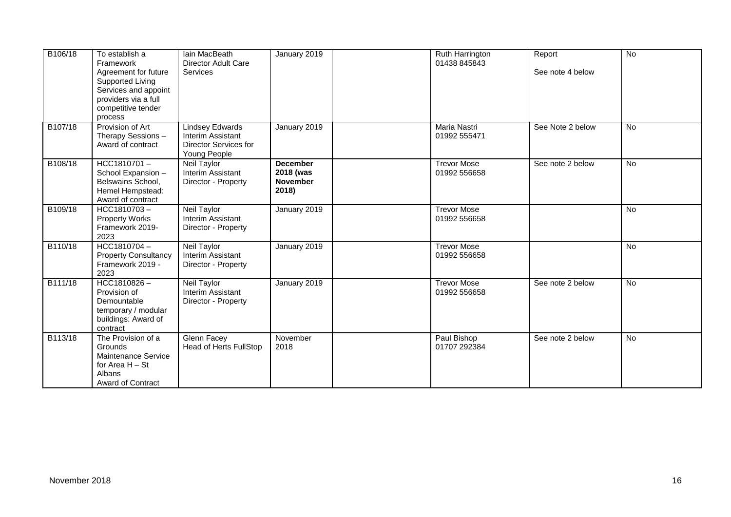| | | | | | | | |
|---|---|---|---|---|---|---|---|
| B106/18 | To establish a Framework Agreement for future Supported Living Services and appoint providers via a full competitive tender process | Iain MacBeath Director Adult Care Services | January 2019 | | Ruth Harrington 01438 845843 | Report<br><br>See note 4 below | No |
| B107/18 | Provision of Art Therapy Sessions – Award of contract | Lindsey Edwards Interim Assistant Director Services for Young People | January 2019 | | Maria Nastri 01992 555471 | See Note 2 below | No |
| B108/18 | HCC1810701 – School Expansion – Belswains School, Hemel Hempstead: Award of contract | Neil Taylor Interim Assistant Director - Property | **December 2018 (was November 2018)** | | Trevor Mose 01992 556658 | See note 2 below | No |
| B109/18 | HCC1810703 – Property Works Framework 2019-2023 | Neil Taylor Interim Assistant Director - Property | January 2019 | | Trevor Mose 01992 556658 | | No |
| B110/18 | HCC1810704 – Property Consultancy Framework 2019 - 2023 | Neil Taylor Interim Assistant Director - Property | January 2019 | | Trevor Mose 01992 556658 | | No |
| B111/18 | HCC1810826 – Provision of Demountable temporary / modular buildings: Award of contract | Neil Taylor Interim Assistant Director - Property | January 2019 | | Trevor Mose 01992 556658 | See note 2 below | No |
| B113/18 | The Provision of a Grounds Maintenance Service for Area H – St Albans Award of Contract | Glenn Facey Head of Herts FullStop | November 2018 | | Paul Bishop 01707 292384 | See note 2 below | No |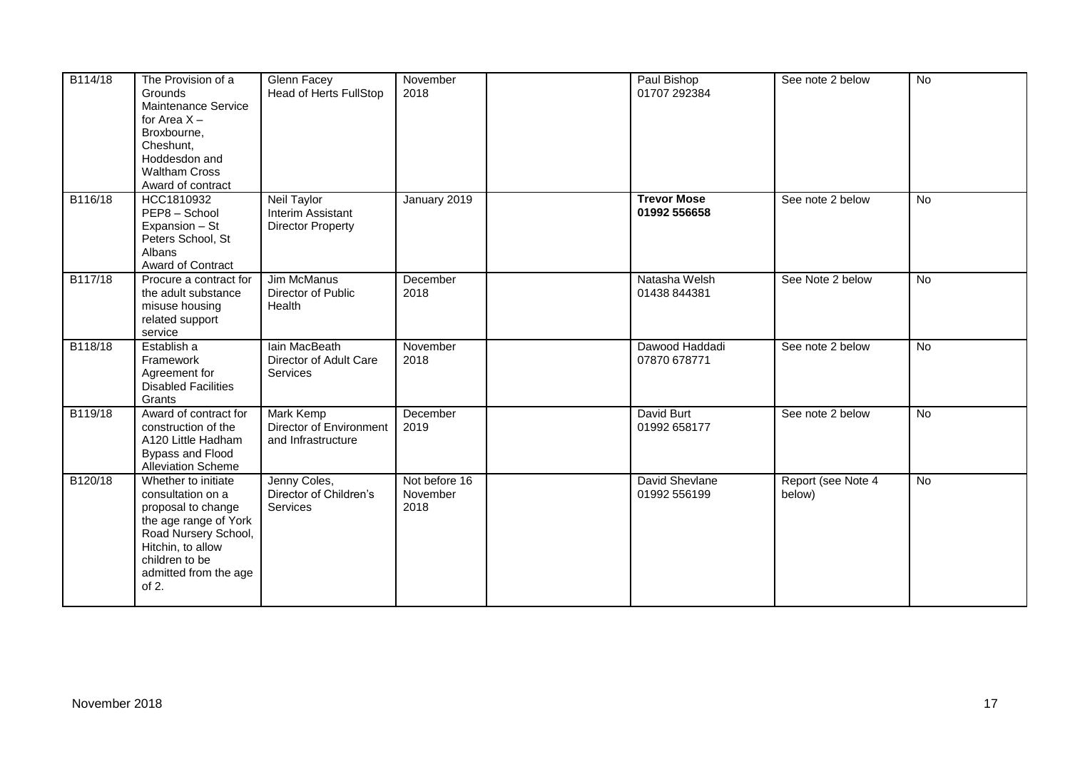| B114/18 | The Provision of a Grounds Maintenance Service for Area X – Broxbourne, Cheshunt, Hoddesdon and Waltham Cross Award of contract | Glenn Facey Head of Herts FullStop | November 2018 | | Paul Bishop 01707 292384 | See note 2 below | No |
|---|---|---|---|---|---|---|---|
| B116/18 | HCC1810932 PEP8 – School Expansion – St Peters School, St Albans Award of Contract | Neil Taylor Interim Assistant Director Property | January 2019 | | **Trevor Mose 01992 556658** | See note 2 below | No |
| B117/18 | Procure a contract for the adult substance misuse housing related support service | Jim McManus Director of Public Health | December 2018 | | Natasha Welsh 01438 844381 | See Note 2 below | No |
| B118/18 | Establish a Framework Agreement for Disabled Facilities Grants | Iain MacBeath Director of Adult Care Services | November 2018 | | Dawood Haddadi 07870 678771 | See note 2 below | No |
| B119/18 | Award of contract for construction of the A120 Little Hadham Bypass and Flood Alleviation Scheme | Mark Kemp Director of Environment and Infrastructure | December 2019 | | David Burt 01992 658177 | See note 2 below | No |
| B120/18 | Whether to initiate consultation on a proposal to change the age range of York Road Nursery School, Hitchin, to allow children to be admitted from the age of 2. | Jenny Coles, Director of Children's Services | Not before 16 November 2018 | | David Shevlane 01992 556199 | Report (see Note 4 below) | No |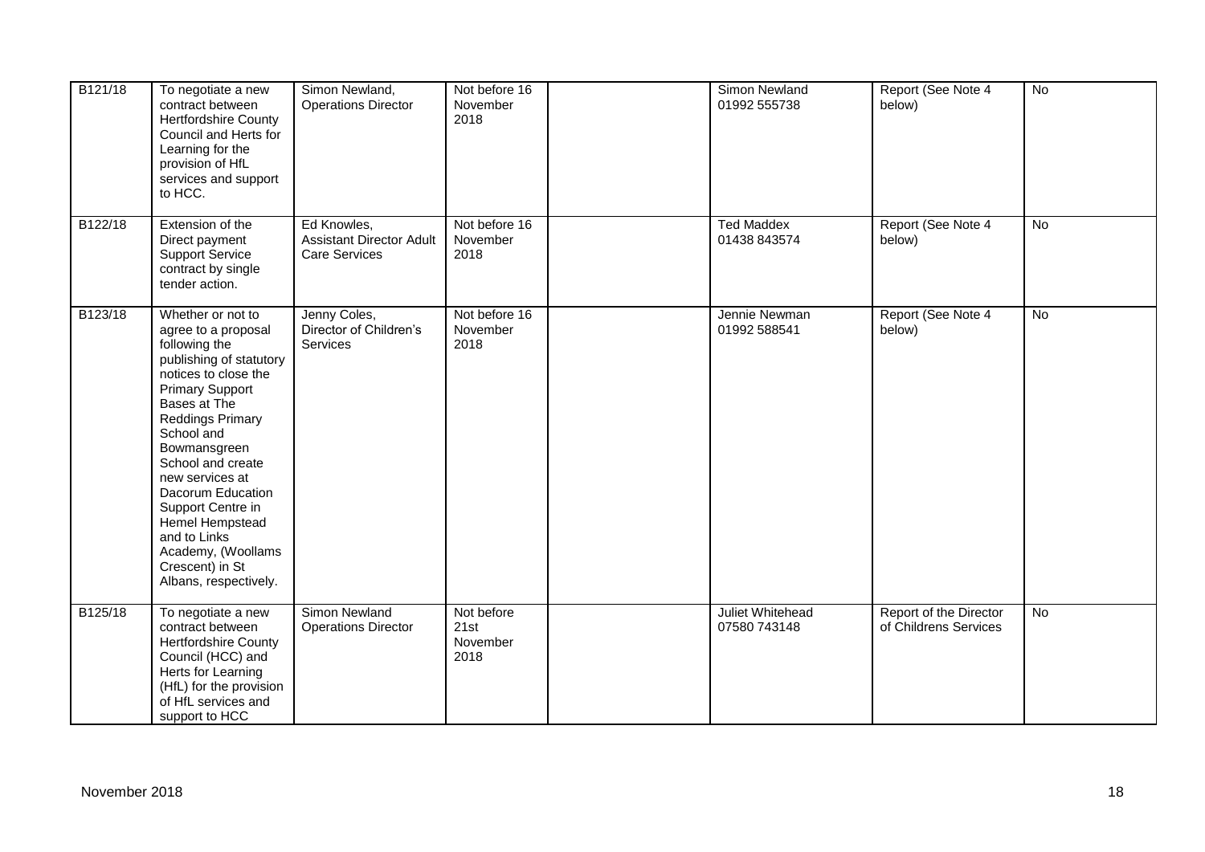| B121/18 | To negotiate a new contract between Hertfordshire County Council and Herts for Learning for the provision of HfL services and support to HCC. | Simon Newland, Operations Director | Not before 16 November 2018 | | Simon Newland 01992 555738 | Report (See Note 4 below) | No |
|---|---|---|---|---|---|---|---|
| B122/18 | Extension of the Direct payment Support Service contract by single tender action. | Ed Knowles, Assistant Director Adult Care Services | Not before 16 November 2018 | | Ted Maddex 01438 843574 | Report (See Note 4 below) | No |
| B123/18 | Whether or not to agree to a proposal following the publishing of statutory notices to close the Primary Support Bases at The Reddings Primary School and Bowmansgreen School and create new services at Dacorum Education Support Centre in Hemel Hempstead and to Links Academy, (Woollams Crescent) in St Albans, respectively. | Jenny Coles, Director of Children's Services | Not before 16 November 2018 | | Jennie Newman 01992 588541 | Report (See Note 4 below) | No |
| B125/18 | To negotiate a new contract between Hertfordshire County Council (HCC) and Herts for Learning (HfL) for the provision of HfL services and support to HCC | Simon Newland Operations Director | Not before 21st November 2018 | | Juliet Whitehead 07580 743148 | Report of the Director of Childrens Services | No |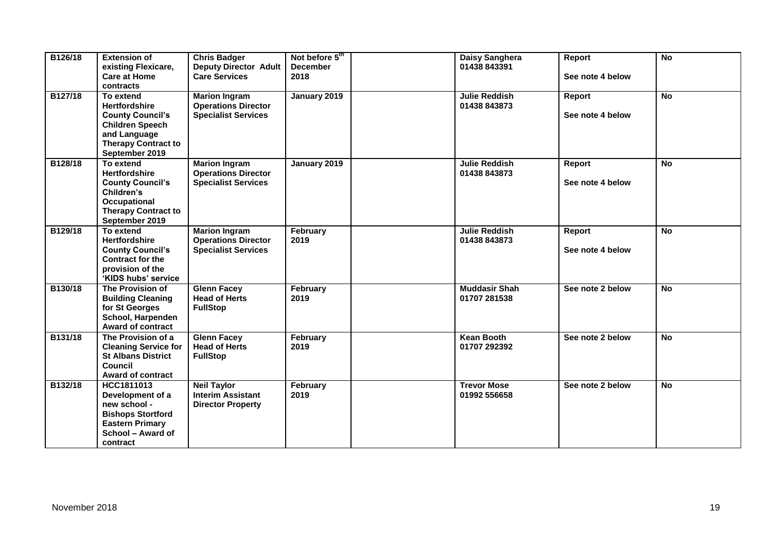| B126/18 | **Extension of existing Flexicare, Care at Home contracts** | **Chris Badger Deputy Director Adult Care Services** | **Not before 5th December 2018** | | **Daisy Sanghera 01438 843391** | **Report**<br><br>**See note 4 below** | **No** |
|---|---|---|---|---|---|---|---|
| B127/18 | **To extend Hertfordshire County Council's Children Speech and Language Therapy Contract to September 2019** | **Marion Ingram Operations Director Specialist Services** | **January 2019** | | **Julie Reddish 01438 843873** | **Report**<br><br>**See note 4 below** | **No** |
| B128/18 | **To extend Hertfordshire County Council's Children's Occupational Therapy Contract to September 2019** | **Marion Ingram Operations Director Specialist Services** | **January 2019** | | **Julie Reddish 01438 843873** | **Report**<br><br>**See note 4 below** | **No** |
| B129/18 | **To extend Hertfordshire County Council's Contract for the provision of the 'KIDS hubs' service** | **Marion Ingram Operations Director Specialist Services** | **February 2019** | | **Julie Reddish 01438 843873** | **Report**<br><br>**See note 4 below** | **No** |
| B130/18 | **The Provision of Building Cleaning for St Georges School, Harpenden Award of contract** | **Glenn Facey Head of Herts FullStop** | **February 2019** | | **Muddasir Shah 01707 281538** | **See note 2 below** | **No** |
| B131/18 | **The Provision of a Cleaning Service for St Albans District Council Award of contract** | **Glenn Facey Head of Herts FullStop** | **February 2019** | | **Kean Booth 01707 292392** | **See note 2 below** | **No** |
| B132/18 | **HCC1811013 Development of a new school - Bishops Stortford Eastern Primary School – Award of contract** | **Neil Taylor Interim Assistant Director Property** | **February 2019** | | **Trevor Mose 01992 556658** | **See note 2 below** | **No** |

November 2018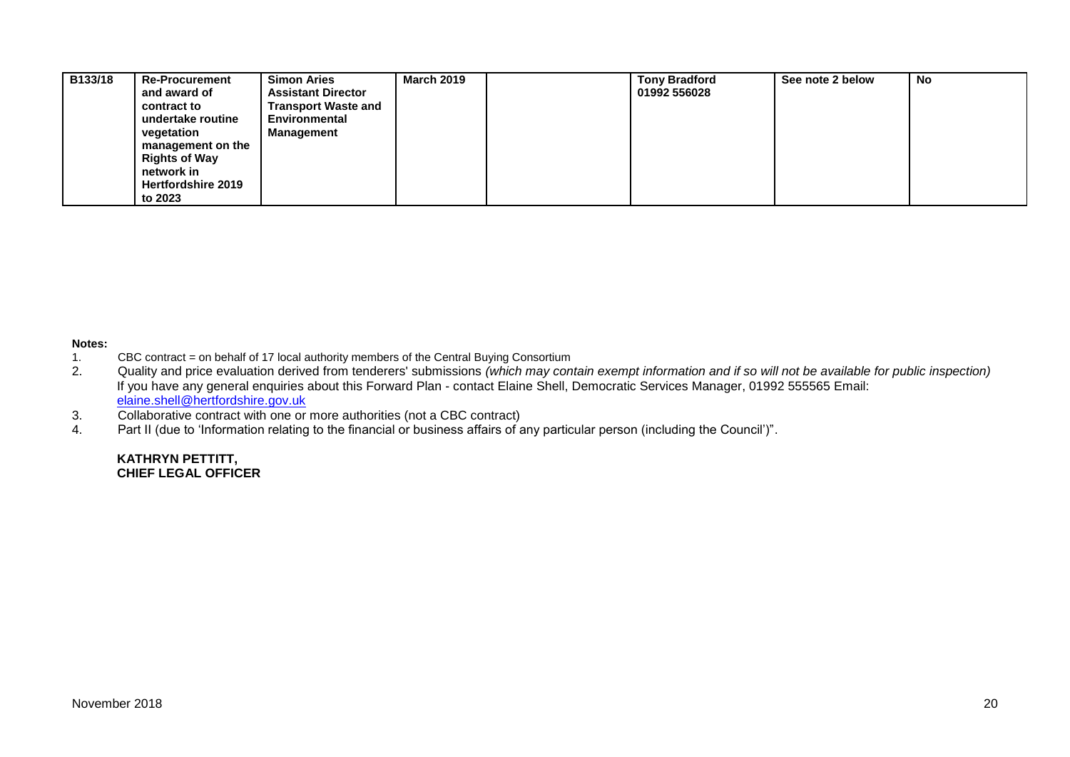| B133/18 | Re-Procurement and award of contract to undertake routine vegetation management on the Rights of Way network in Hertfordshire 2019 to 2023 | Simon Aries Assistant Director Transport Waste and Environmental Management | March 2019 | | Tony Bradford 01992 556028 | See note 2 below | No |
|---|---|---|---|---|---|---|---|

**Notes:**

1. CBC contract = on behalf of 17 local authority members of the Central Buying Consortium
2. Quality and price evaluation derived from tenderers' submissions *(which may contain exempt information and if so will not be available for public inspection)*
   If you have any general enquiries about this Forward Plan - contact Elaine Shell, Democratic Services Manager, 01992 555565 Email: elaine.shell@hertfordshire.gov.uk
3. Collaborative contract with one or more authorities (not a CBC contract)
4. Part II (due to 'Information relating to the financial or business affairs of any particular person (including the Council')".

**KATHRYN PETTITT,**
**CHIEF LEGAL OFFICER**

November 2018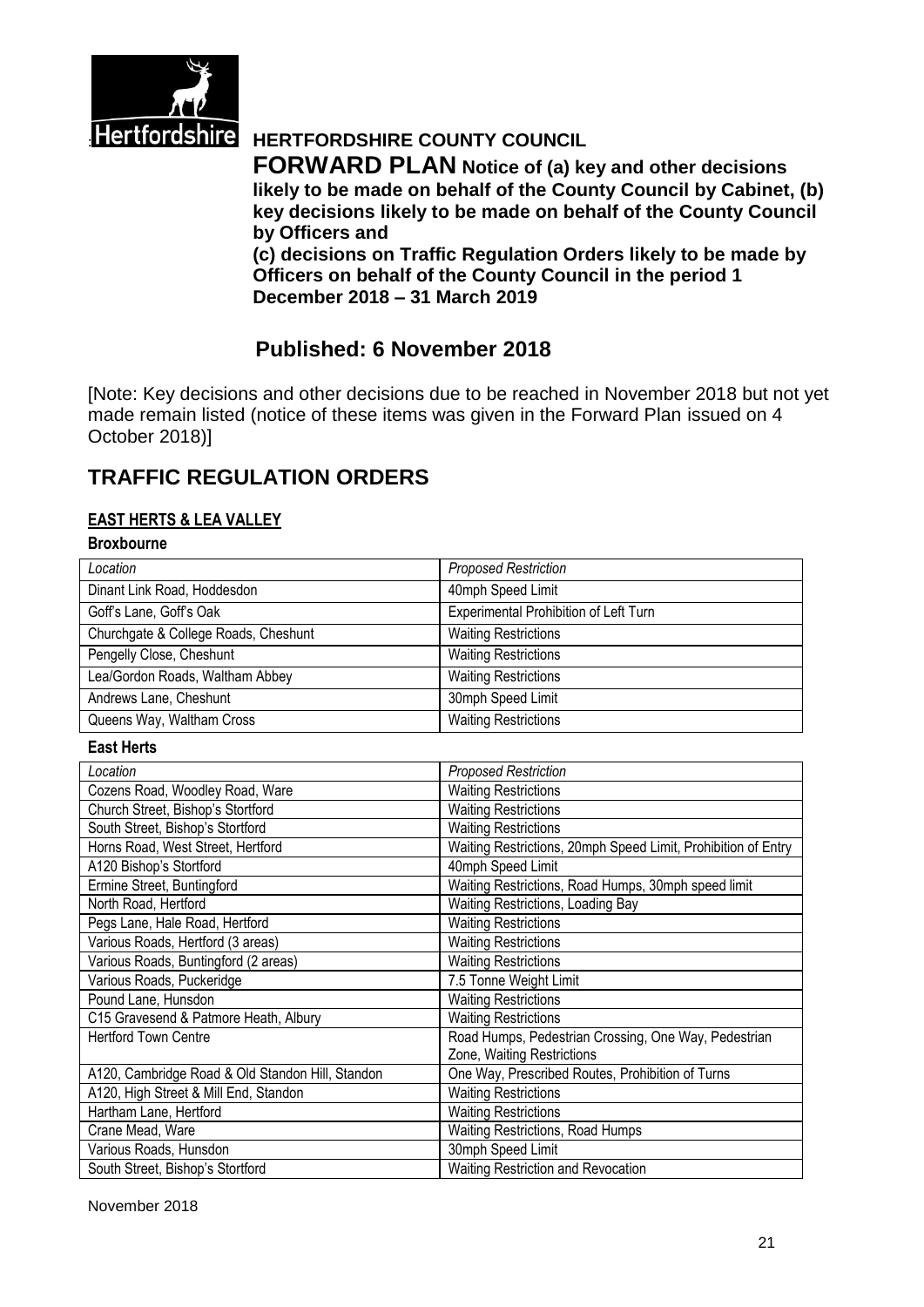Hertfordshire

**HERTFORDSHIRE COUNTY COUNCIL**

**FORWARD PLAN Notice of (a) key and other decisions likely to be made on behalf of the County Council by Cabinet, (b) key decisions likely to be made on behalf of the County Council by Officers and**
**(c) decisions on Traffic Regulation Orders likely to be made by Officers on behalf of the County Council in the period 1 December 2018 – 31 March 2019**

## Published: 6 November 2018

[Note: Key decisions and other decisions due to be reached in November 2018 but not yet made remain listed (notice of these items was given in the Forward Plan issued on 4 October 2018)]

# TRAFFIC REGULATION ORDERS

### EAST HERTS & LEA VALLEY

**Broxbourne**

| *Location* | *Proposed Restriction* |
|---|---|
| Dinant Link Road, Hoddesdon | 40mph Speed Limit |
| Goff's Lane, Goff's Oak | Experimental Prohibition of Left Turn |
| Churchgate & College Roads, Cheshunt | Waiting Restrictions |
| Pengelly Close, Cheshunt | Waiting Restrictions |
| Lea/Gordon Roads, Waltham Abbey | Waiting Restrictions |
| Andrews Lane, Cheshunt | 30mph Speed Limit |
| Queens Way, Waltham Cross | Waiting Restrictions |

**East Herts**

| *Location* | *Proposed Restriction* |
|---|---|
| Cozens Road, Woodley Road, Ware | Waiting Restrictions |
| Church Street, Bishop's Stortford | Waiting Restrictions |
| South Street, Bishop's Stortford | Waiting Restrictions |
| Horns Road, West Street, Hertford | Waiting Restrictions, 20mph Speed Limit, Prohibition of Entry |
| A120 Bishop's Stortford | 40mph Speed Limit |
| Ermine Street, Buntingford | Waiting Restrictions, Road Humps, 30mph speed limit |
| North Road, Hertford | Waiting Restrictions, Loading Bay |
| Pegs Lane, Hale Road, Hertford | Waiting Restrictions |
| Various Roads, Hertford (3 areas) | Waiting Restrictions |
| Various Roads, Buntingford (2 areas) | Waiting Restrictions |
| Various Roads, Puckeridge | 7.5 Tonne Weight Limit |
| Pound Lane, Hunsdon | Waiting Restrictions |
| C15 Gravesend & Patmore Heath, Albury | Waiting Restrictions |
| Hertford Town Centre | Road Humps, Pedestrian Crossing, One Way, Pedestrian Zone, Waiting Restrictions |
| A120, Cambridge Road & Old Standon Hill, Standon | One Way, Prescribed Routes, Prohibition of Turns |
| A120, High Street & Mill End, Standon | Waiting Restrictions |
| Hartham Lane, Hertford | Waiting Restrictions |
| Crane Mead, Ware | Waiting Restrictions, Road Humps |
| Various Roads, Hunsdon | 30mph Speed Limit |
| South Street, Bishop's Stortford | Waiting Restriction and Revocation |

November 2018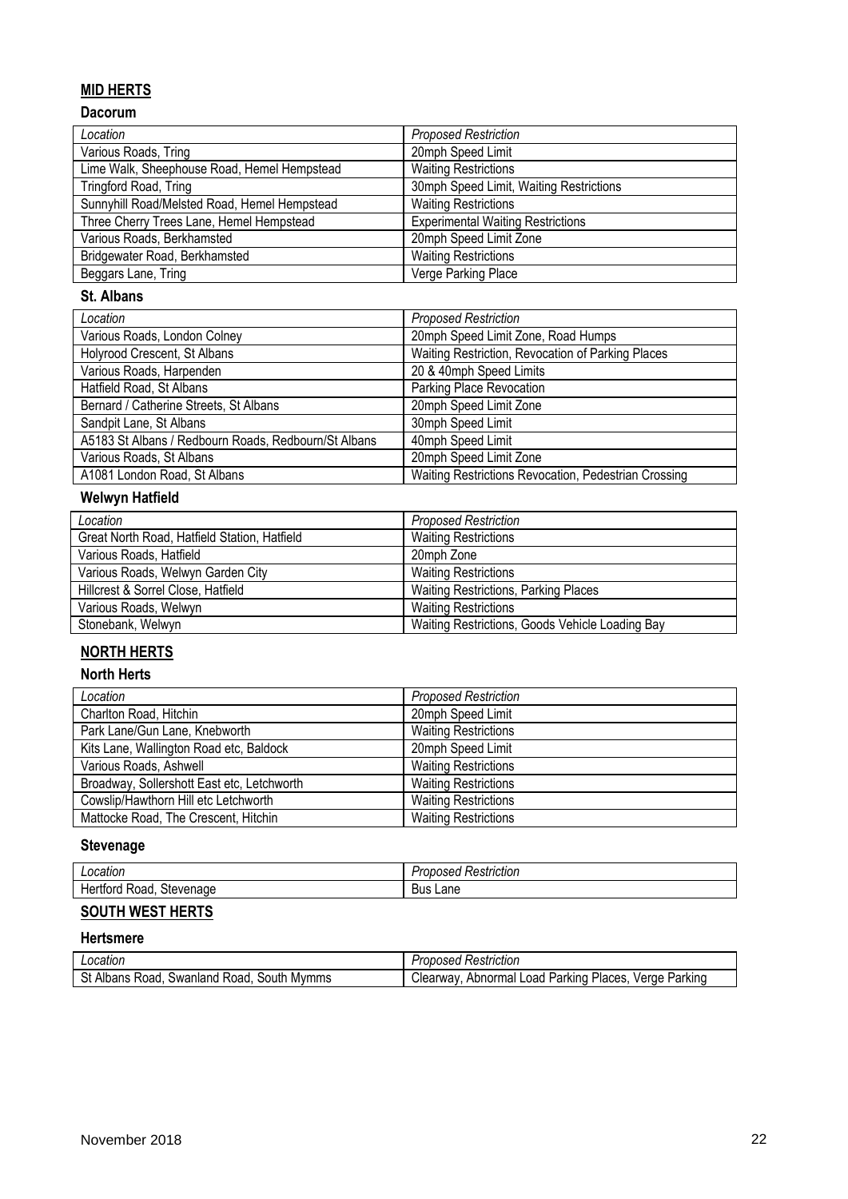## MID HERTS

### Dacorum

| *Location* | *Proposed Restriction* |
|---|---|
| Various Roads, Tring | 20mph Speed Limit |
| Lime Walk, Sheephouse Road, Hemel Hempstead | Waiting Restrictions |
| Tringford Road, Tring | 30mph Speed Limit, Waiting Restrictions |
| Sunnyhill Road/Melsted Road, Hemel Hempstead | Waiting Restrictions |
| Three Cherry Trees Lane, Hemel Hempstead | Experimental Waiting Restrictions |
| Various Roads, Berkhamsted | 20mph Speed Limit Zone |
| Bridgewater Road, Berkhamsted | Waiting Restrictions |
| Beggars Lane, Tring | Verge Parking Place |

### St. Albans

| *Location* | *Proposed Restriction* |
|---|---|
| Various Roads, London Colney | 20mph Speed Limit Zone, Road Humps |
| Holyrood Crescent, St Albans | Waiting Restriction, Revocation of Parking Places |
| Various Roads, Harpenden | 20 & 40mph Speed Limits |
| Hatfield Road, St Albans | Parking Place Revocation |
| Bernard / Catherine Streets, St Albans | 20mph Speed Limit Zone |
| Sandpit Lane, St Albans | 30mph Speed Limit |
| A5183 St Albans / Redbourn Roads, Redbourn/St Albans | 40mph Speed Limit |
| Various Roads, St Albans | 20mph Speed Limit Zone |
| A1081 London Road, St Albans | Waiting Restrictions Revocation, Pedestrian Crossing |

### Welwyn Hatfield

| *Location* | *Proposed Restriction* |
|---|---|
| Great North Road, Hatfield Station, Hatfield | Waiting Restrictions |
| Various Roads, Hatfield | 20mph Zone |
| Various Roads, Welwyn Garden City | Waiting Restrictions |
| Hillcrest & Sorrel Close, Hatfield | Waiting Restrictions, Parking Places |
| Various Roads, Welwyn | Waiting Restrictions |
| Stonebank, Welwyn | Waiting Restrictions, Goods Vehicle Loading Bay |

## NORTH HERTS

### North Herts

| *Location* | *Proposed Restriction* |
|---|---|
| Charlton Road, Hitchin | 20mph Speed Limit |
| Park Lane/Gun Lane, Knebworth | Waiting Restrictions |
| Kits Lane, Wallington Road etc, Baldock | 20mph Speed Limit |
| Various Roads, Ashwell | Waiting Restrictions |
| Broadway, Sollershott East etc, Letchworth | Waiting Restrictions |
| Cowslip/Hawthorn Hill etc Letchworth | Waiting Restrictions |
| Mattocke Road, The Crescent, Hitchin | Waiting Restrictions |

### Stevenage

| *Location* | *Proposed Restriction* |
|---|---|
| Hertford Road, Stevenage | Bus Lane |

## SOUTH WEST HERTS

### Hertsmere

| *Location* | *Proposed Restriction* |
|---|---|
| St Albans Road, Swanland Road, South Mymms | Clearway, Abnormal Load Parking Places, Verge Parking |

November 2018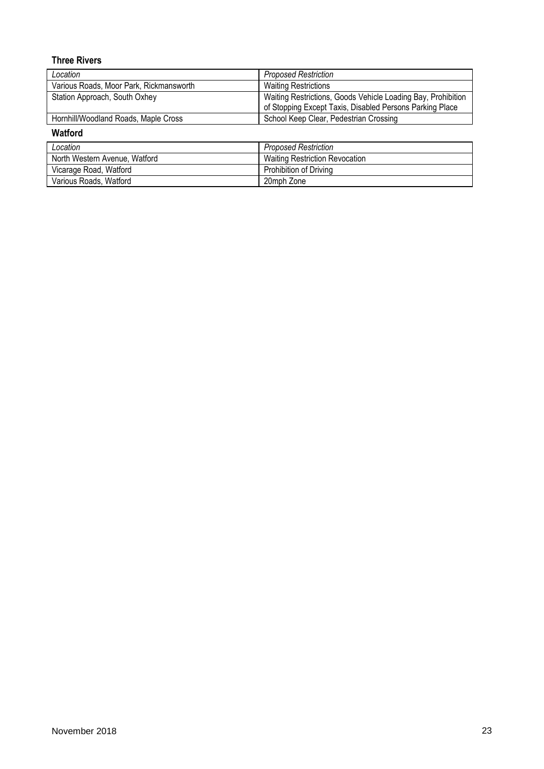**Three Rivers**

| *Location* | *Proposed Restriction* |
| --- | --- |
| Various Roads, Moor Park, Rickmansworth | Waiting Restrictions |
| Station Approach, South Oxhey | Waiting Restrictions, Goods Vehicle Loading Bay, Prohibition of Stopping Except Taxis, Disabled Persons Parking Place |
| Hornhill/Woodland Roads, Maple Cross | School Keep Clear, Pedestrian Crossing |

**Watford**

| *Location* | *Proposed Restriction* |
| --- | --- |
| North Western Avenue, Watford | Waiting Restriction Revocation |
| Vicarage Road, Watford | Prohibition of Driving |
| Various Roads, Watford | 20mph Zone |